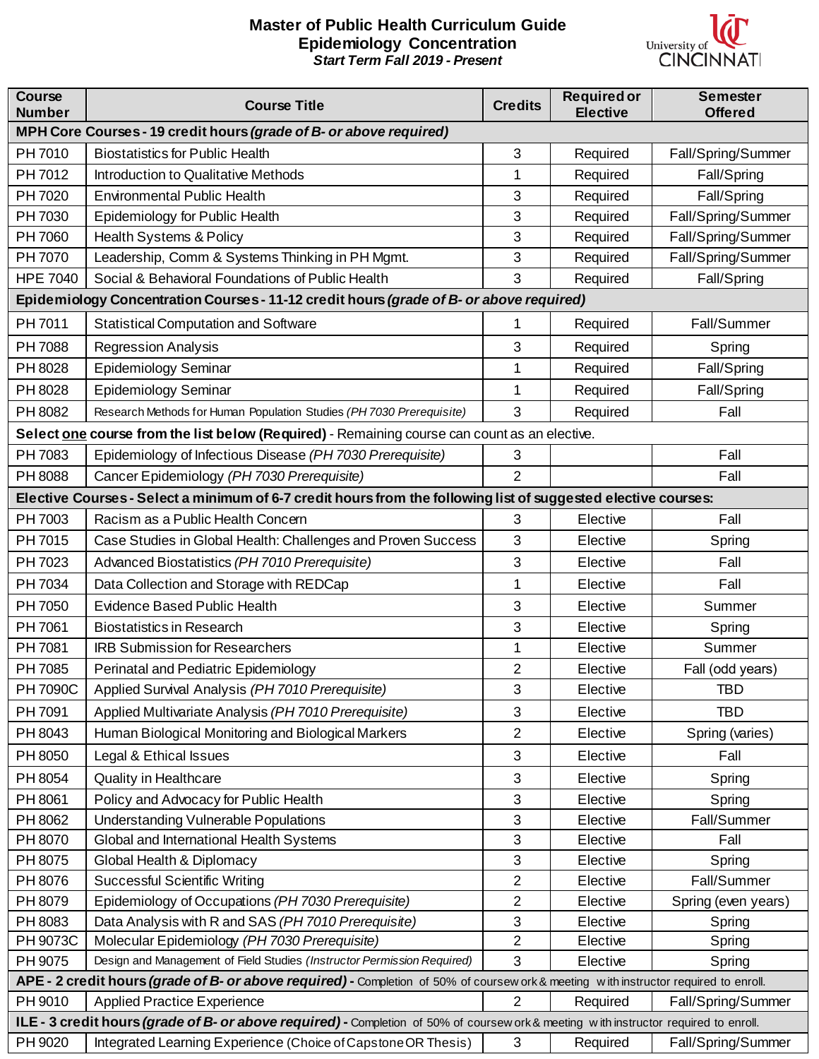# Master of Public Health Curriculum Guide
## Epidemiology Concentration
***Start Term Fall 2019 - Present***

University of CINCINNATI

| Course Number | Course Title | Credits | Required or Elective | Semester Offered |
|---|---|---|---|---|
| **MPH Core Courses - 19 credit hours *(grade of B- or above required)*** | | | | |
| PH 7010 | Biostatistics for Public Health | 3 | Required | Fall/Spring/Summer |
| PH 7012 | Introduction to Qualitative Methods | 1 | Required | Fall/Spring |
| PH 7020 | Environmental Public Health | 3 | Required | Fall/Spring |
| PH 7030 | Epidemiology for Public Health | 3 | Required | Fall/Spring/Summer |
| PH 7060 | Health Systems & Policy | 3 | Required | Fall/Spring/Summer |
| PH 7070 | Leadership, Comm & Systems Thinking in PH Mgmt. | 3 | Required | Fall/Spring/Summer |
| HPE 7040 | Social & Behavioral Foundations of Public Health | 3 | Required | Fall/Spring |
| **Epidemiology Concentration Courses - 11-12 credit hours *(grade of B- or above required)*** | | | | |
| PH 7011 | Statistical Computation and Software | 1 | Required | Fall/Summer |
| PH 7088 | Regression Analysis | 3 | Required | Spring |
| PH 8028 | Epidemiology Seminar | 1 | Required | Fall/Spring |
| PH 8028 | Epidemiology Seminar | 1 | Required | Fall/Spring |
| PH 8082 | Research Methods for Human Population Studies *(PH 7030 Prerequisite)* | 3 | Required | Fall |
| **Select one course from the list below (Required)** - Remaining course can count as an elective. | | | | |
| PH 7083 | Epidemiology of Infectious Disease *(PH 7030 Prerequisite)* | 3 | | Fall |
| PH 8088 | Cancer Epidemiology *(PH 7030 Prerequisite)* | 2 | | Fall |
| **Elective Courses - Select a minimum of 6-7 credit hours from the following list of suggested elective courses:** | | | | |
| PH 7003 | Racism as a Public Health Concern | 3 | Elective | Fall |
| PH 7015 | Case Studies in Global Health: Challenges and Proven Success | 3 | Elective | Spring |
| PH 7023 | Advanced Biostatistics *(PH 7010 Prerequisite)* | 3 | Elective | Fall |
| PH 7034 | Data Collection and Storage with REDCap | 1 | Elective | Fall |
| PH 7050 | Evidence Based Public Health | 3 | Elective | Summer |
| PH 7061 | Biostatistics in Research | 3 | Elective | Spring |
| PH 7081 | IRB Submission for Researchers | 1 | Elective | Summer |
| PH 7085 | Perinatal and Pediatric Epidemiology | 2 | Elective | Fall (odd years) |
| PH 7090C | Applied Survival Analysis *(PH 7010 Prerequisite)* | 3 | Elective | TBD |
| PH 7091 | Applied Multivariate Analysis *(PH 7010 Prerequisite)* | 3 | Elective | TBD |
| PH 8043 | Human Biological Monitoring and Biological Markers | 2 | Elective | Spring (varies) |
| PH 8050 | Legal & Ethical Issues | 3 | Elective | Fall |
| PH 8054 | Quality in Healthcare | 3 | Elective | Spring |
| PH 8061 | Policy and Advocacy for Public Health | 3 | Elective | Spring |
| PH 8062 | Understanding Vulnerable Populations | 3 | Elective | Fall/Summer |
| PH 8070 | Global and International Health Systems | 3 | Elective | Fall |
| PH 8075 | Global Health & Diplomacy | 3 | Elective | Spring |
| PH 8076 | Successful Scientific Writing | 2 | Elective | Fall/Summer |
| PH 8079 | Epidemiology of Occupations *(PH 7030 Prerequisite)* | 2 | Elective | Spring (even years) |
| PH 8083 | Data Analysis with R and SAS *(PH 7010 Prerequisite)* | 3 | Elective | Spring |
| PH 9073C | Molecular Epidemiology *(PH 7030 Prerequisite)* | 2 | Elective | Spring |
| PH 9075 | Design and Management of Field Studies *(Instructor Permission Required)* | 3 | Elective | Spring |
| **APE - 2 credit hours *(grade of B- or above required)*** - Completion of 50% of coursework & meeting with instructor required to enroll. | | | | |
| PH 9010 | Applied Practice Experience | 2 | Required | Fall/Spring/Summer |
| **ILE - 3 credit hours *(grade of B- or above required)*** - Completion of 50% of coursework & meeting with instructor required to enroll. | | | | |
| PH 9020 | Integrated Learning Experience (Choice of Capstone OR Thesis) | 3 | Required | Fall/Spring/Summer |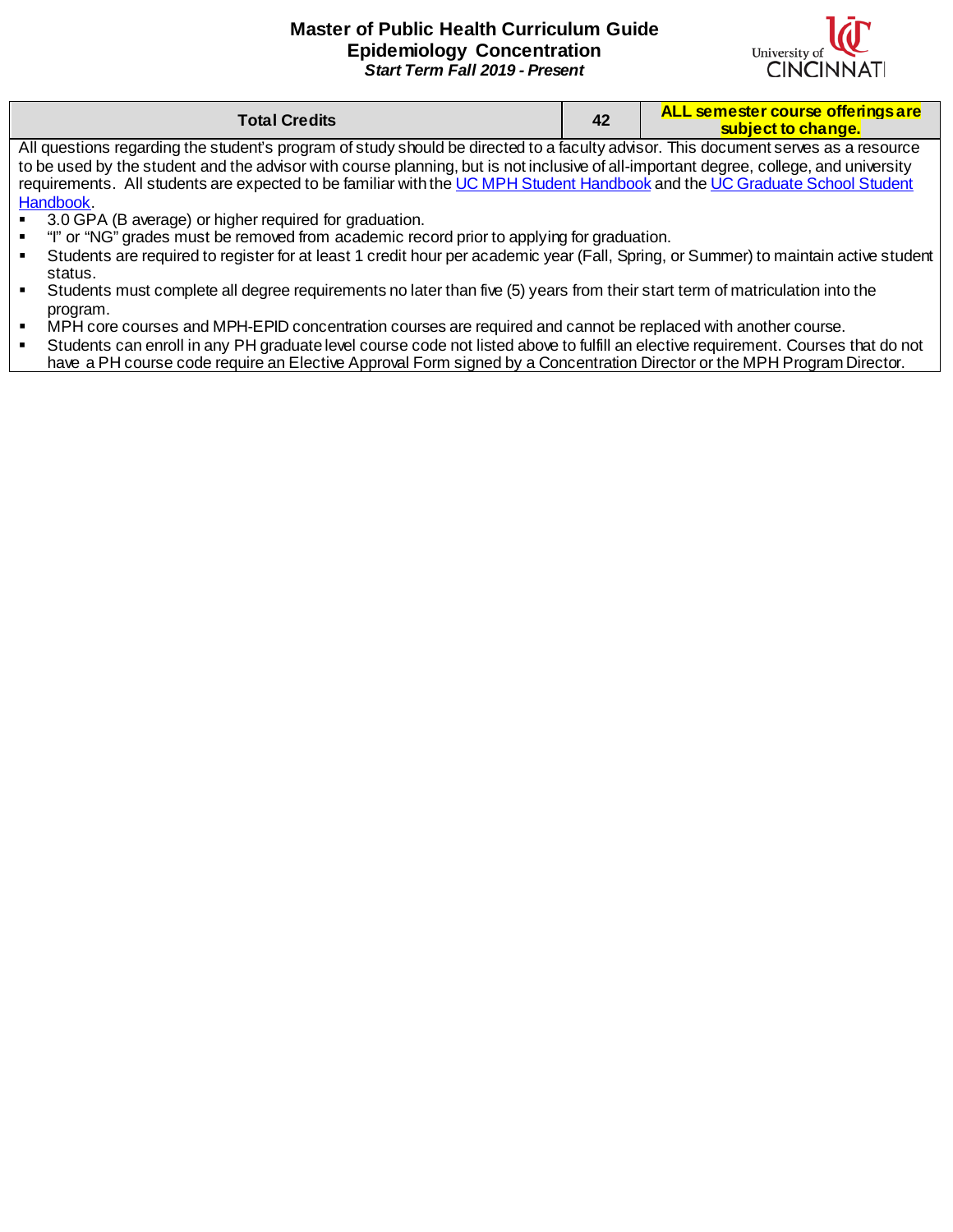# Master of Public Health Curriculum Guide
## Epidemiology Concentration
***Start Term Fall 2019 - Present***

| Total Credits | 42 | ALL semester course offerings are subject to change. |
|---|---|---|

All questions regarding the student's program of study should be directed to a faculty advisor. This document serves as a resource to be used by the student and the advisor with course planning, but is not inclusive of all-important degree, college, and university requirements. All students are expected to be familiar with the UC MPH Student Handbook and the UC Graduate School Student Handbook.

- 3.0 GPA (B average) or higher required for graduation.
- "I" or "NG" grades must be removed from academic record prior to applying for graduation.
- Students are required to register for at least 1 credit hour per academic year (Fall, Spring, or Summer) to maintain active student status.
- Students must complete all degree requirements no later than five (5) years from their start term of matriculation into the program.
- MPH core courses and MPH-EPID concentration courses are required and cannot be replaced with another course.
- Students can enroll in any PH graduate level course code not listed above to fulfill an elective requirement. Courses that do not have a PH course code require an Elective Approval Form signed by a Concentration Director or the MPH Program Director.